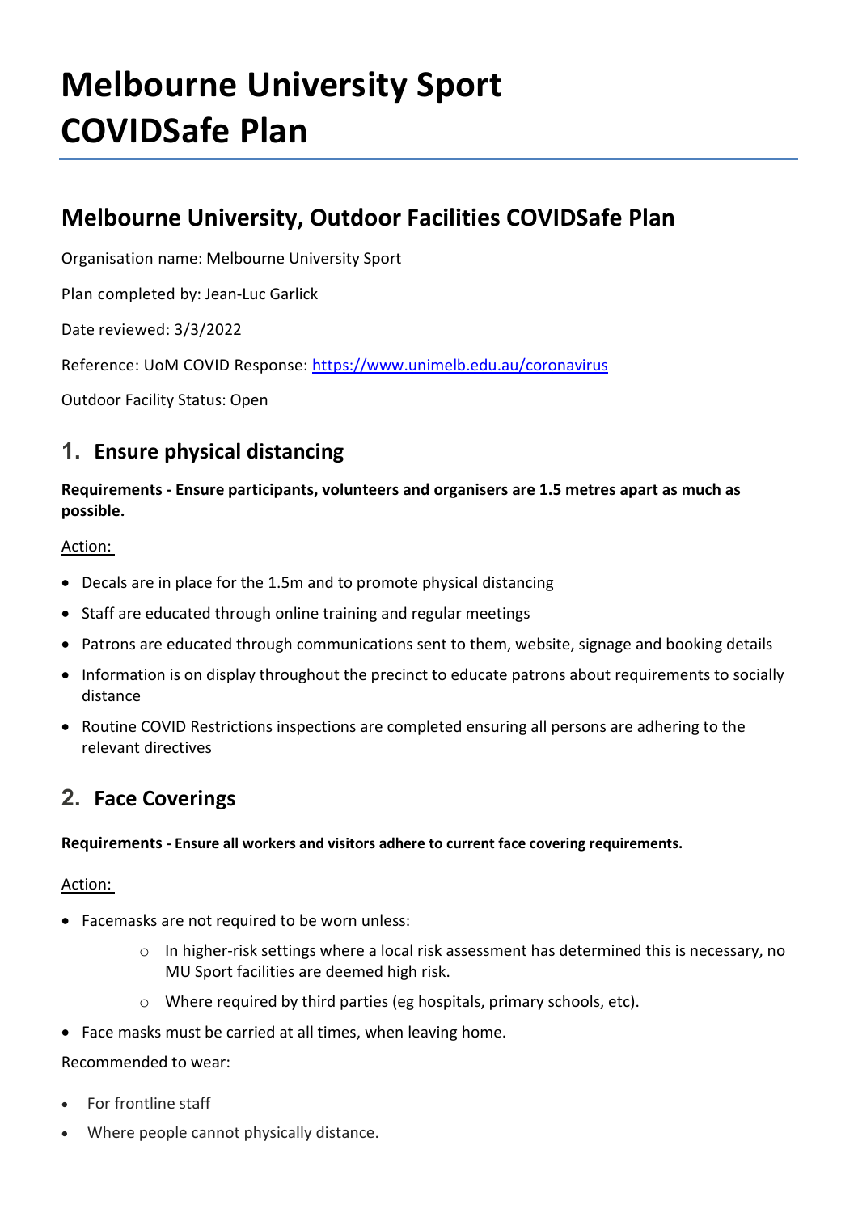# Melbourne University Sport COVIDSafe Plan

## Melbourne University, Outdoor Facilities COVIDSafe Plan

Organisation name: Melbourne University Sport

Plan completed by: Jean-Luc Garlick

Date reviewed: 3/3/2022

Reference: UoM COVID Response: [https://www.unimelb.edu.au/coronavirus](https://www.unimelb.edu.au/coronavirus)

Outdoor Facility Status: Open

## 1. Ensure physical distancing

**Requirements - Ensure participants, volunteers and organisers are 1.5 metres apart as much as possible.**

Action:

- Decals are in place for the 1.5m and to promote physical distancing
- Staff are educated through online training and regular meetings
- Patrons are educated through communications sent to them, website, signage and booking details
- Information is on display throughout the precinct to educate patrons about requirements to socially distance
- Routine COVID Restrictions inspections are completed ensuring all persons are adhering to the relevant directives

## 2. Face Coverings

**Requirements - Ensure all workers and visitors adhere to current face covering requirements.**

Action:

- Facemasks are not required to be worn unless:
  - In higher-risk settings where a local risk assessment has determined this is necessary, no MU Sport facilities are deemed high risk.
  - Where required by third parties (eg hospitals, primary schools, etc).
- Face masks must be carried at all times, when leaving home.

Recommended to wear:

- For frontline staff
- Where people cannot physically distance.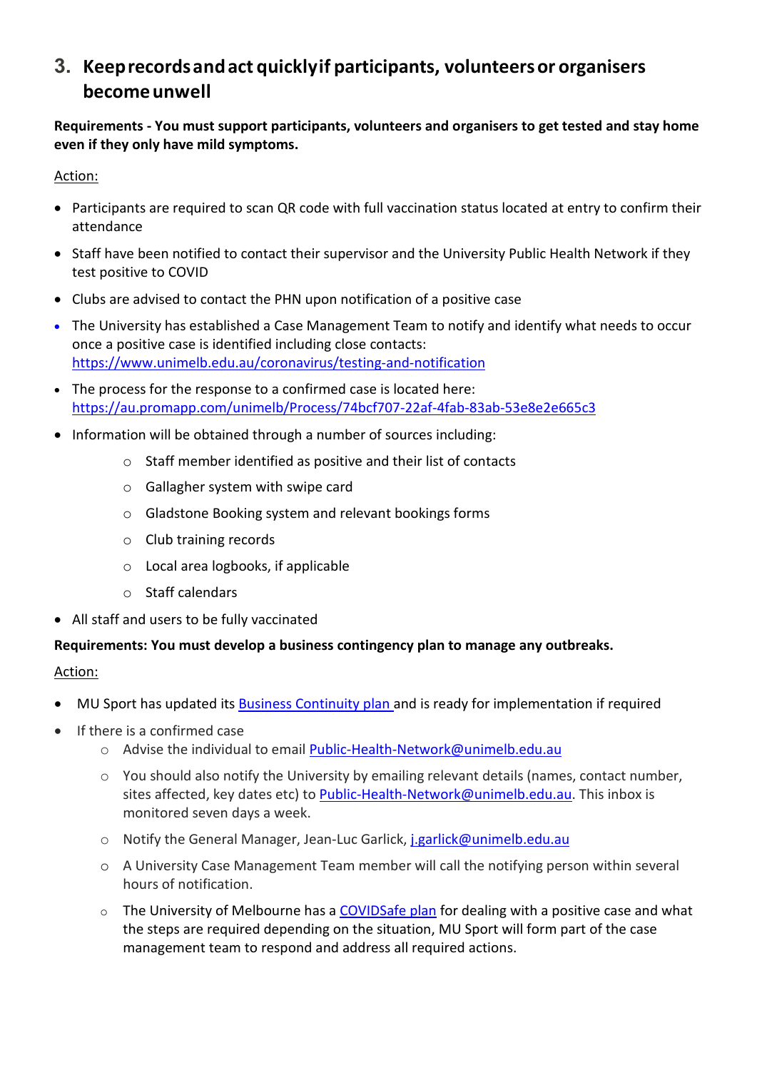## 3. Keep records and act quickly if participants, volunteers or organisers become unwell

**Requirements - You must support participants, volunteers and organisers to get tested and stay home even if they only have mild symptoms.**

Action:

- Participants are required to scan QR code with full vaccination status located at entry to confirm their attendance
- Staff have been notified to contact their supervisor and the University Public Health Network if they test positive to COVID
- Clubs are advised to contact the PHN upon notification of a positive case
- The University has established a Case Management Team to notify and identify what needs to occur once a positive case is identified including close contacts: [https://www.unimelb.edu.au/coronavirus/testing-and-notification](https://www.unimelb.edu.au/coronavirus/testing-and-notification)
- The process for the response to a confirmed case is located here: [https://au.promapp.com/unimelb/Process/74bcf707-22af-4fab-83ab-53e8e2e665c3](https://au.promapp.com/unimelb/Process/74bcf707-22af-4fab-83ab-53e8e2e665c3)
- Information will be obtained through a number of sources including:
    - Staff member identified as positive and their list of contacts
    - Gallagher system with swipe card
    - Gladstone Booking system and relevant bookings forms
    - Club training records
    - Local area logbooks, if applicable
    - Staff calendars
- All staff and users to be fully vaccinated

**Requirements: You must develop a business contingency plan to manage any outbreaks.**

Action:

- MU Sport has updated its Business Continuity plan and is ready for implementation if required
- If there is a confirmed case
    - Advise the individual to email Public-Health-Network@unimelb.edu.au
    - You should also notify the University by emailing relevant details (names, contact number, sites affected, key dates etc) to Public-Health-Network@unimelb.edu.au. This inbox is monitored seven days a week.
    - Notify the General Manager, Jean-Luc Garlick, j.garlick@unimelb.edu.au
    - A University Case Management Team member will call the notifying person within several hours of notification.
    - The University of Melbourne has a COVIDSafe plan for dealing with a positive case and what the steps are required depending on the situation, MU Sport will form part of the case management team to respond and address all required actions.